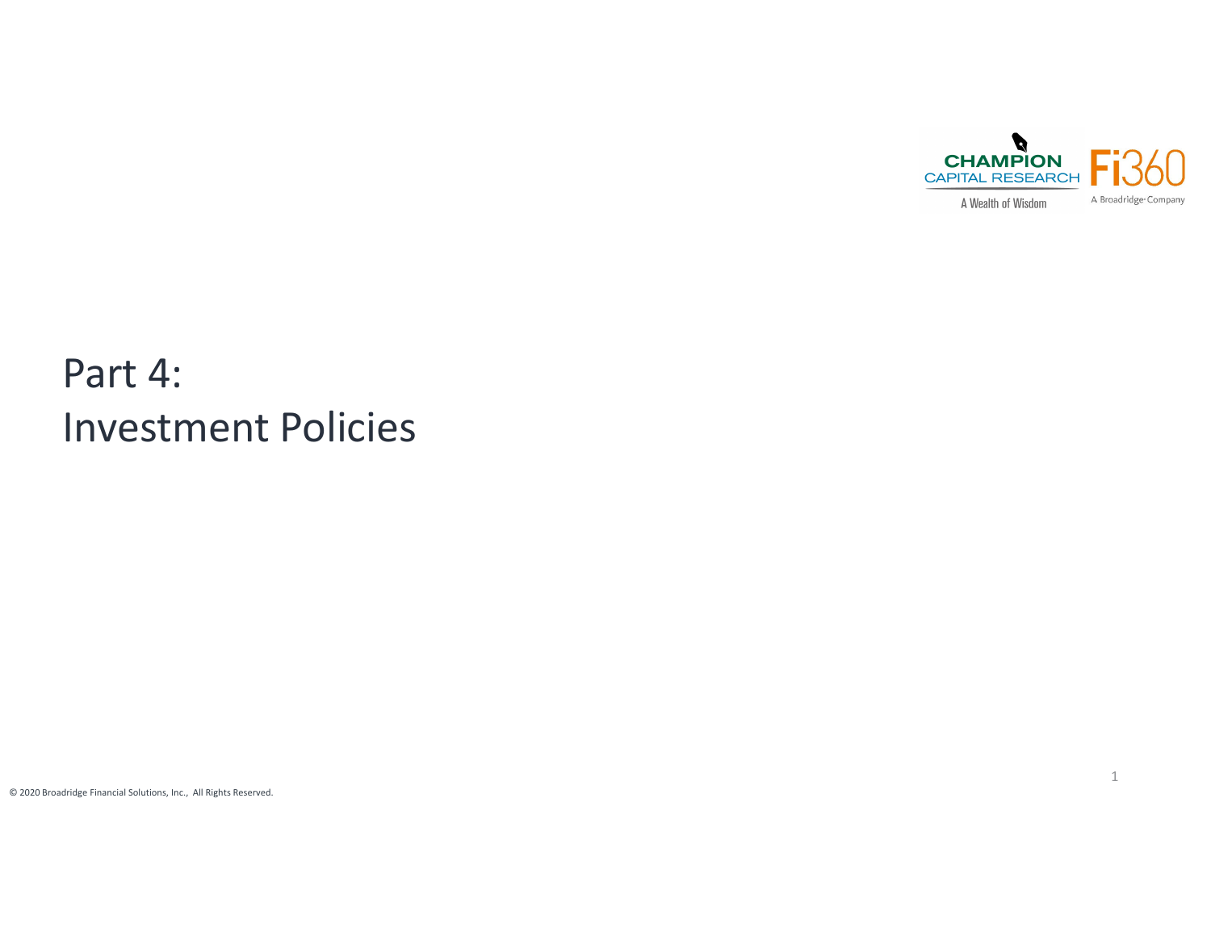# Part 4: Investment Policies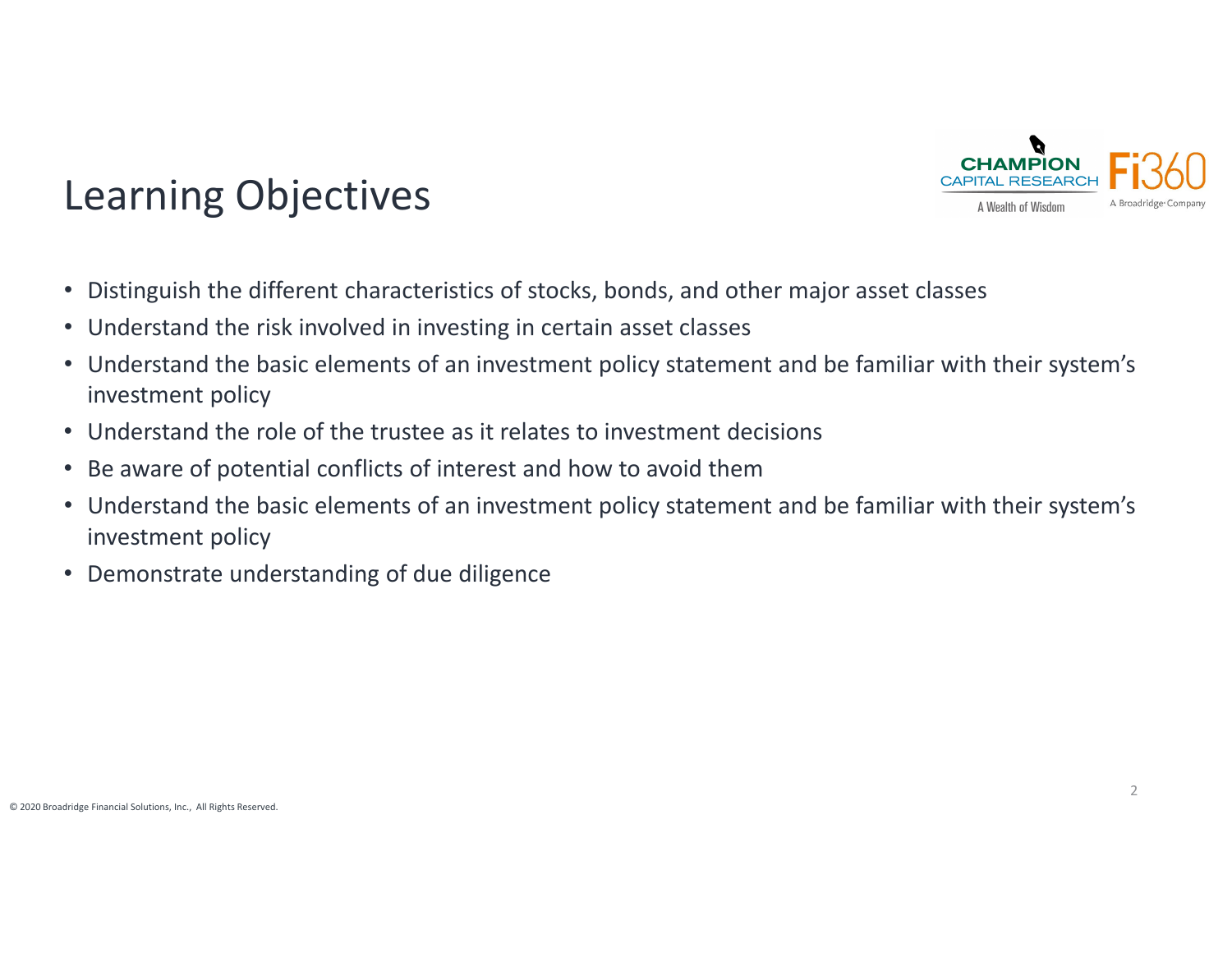# Learning Objectives

- Distinguish the different characteristics of stocks, bonds, and other major asset classes
- Understand the risk involved in investing in certain asset classes
- Understand the basic elements of an investment policy statement and be familiar with their system's investment policy
- Understand the role of the trustee as it relates to investment decisions
- Be aware of potential conflicts of interest and how to avoid them
- Understand the basic elements of an investment policy statement and be familiar with their system's investment policy
- Demonstrate understanding of due diligence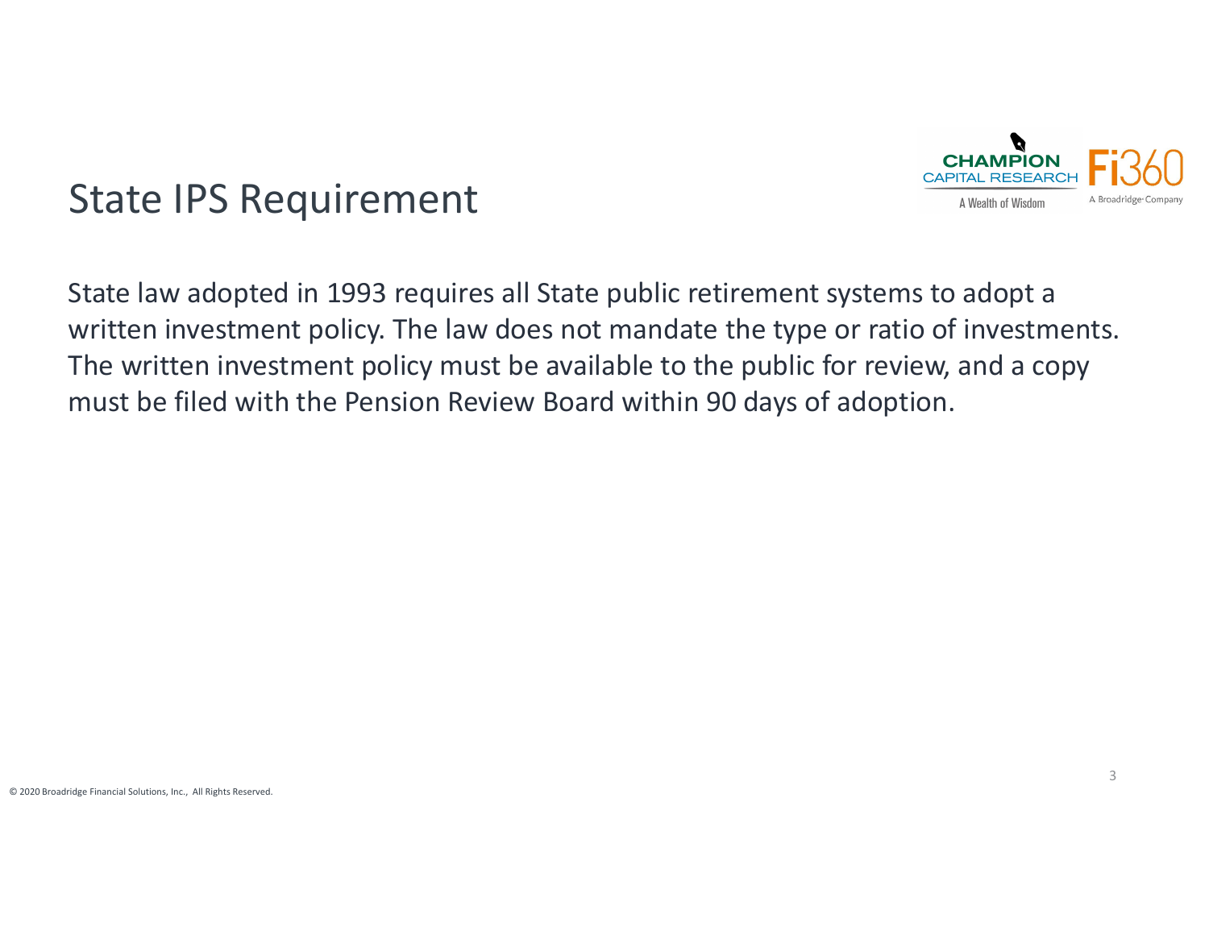# State IPS Requirement

State law adopted in 1993 requires all State public retirement systems to adopt a written investment policy. The law does not mandate the type or ratio of investments. The written investment policy must be available to the public for review, and a copy must be filed with the Pension Review Board within 90 days of adoption.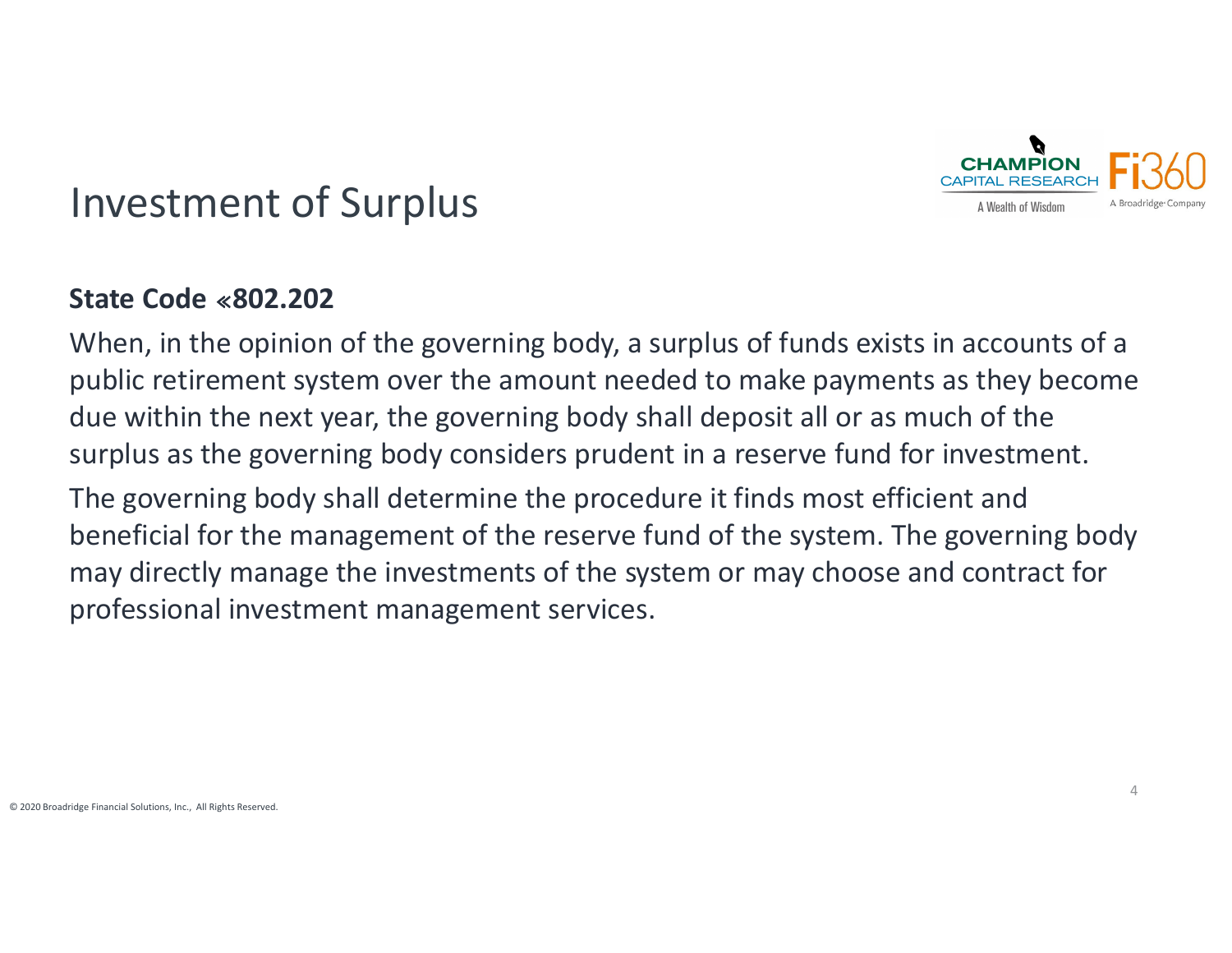# Investment of Surplus

**State Code «802.202**

When, in the opinion of the governing body, a surplus of funds exists in accounts of a public retirement system over the amount needed to make payments as they become due within the next year, the governing body shall deposit all or as much of the surplus as the governing body considers prudent in a reserve fund for investment.

The governing body shall determine the procedure it finds most efficient and beneficial for the management of the reserve fund of the system. The governing body may directly manage the investments of the system or may choose and contract for professional investment management services.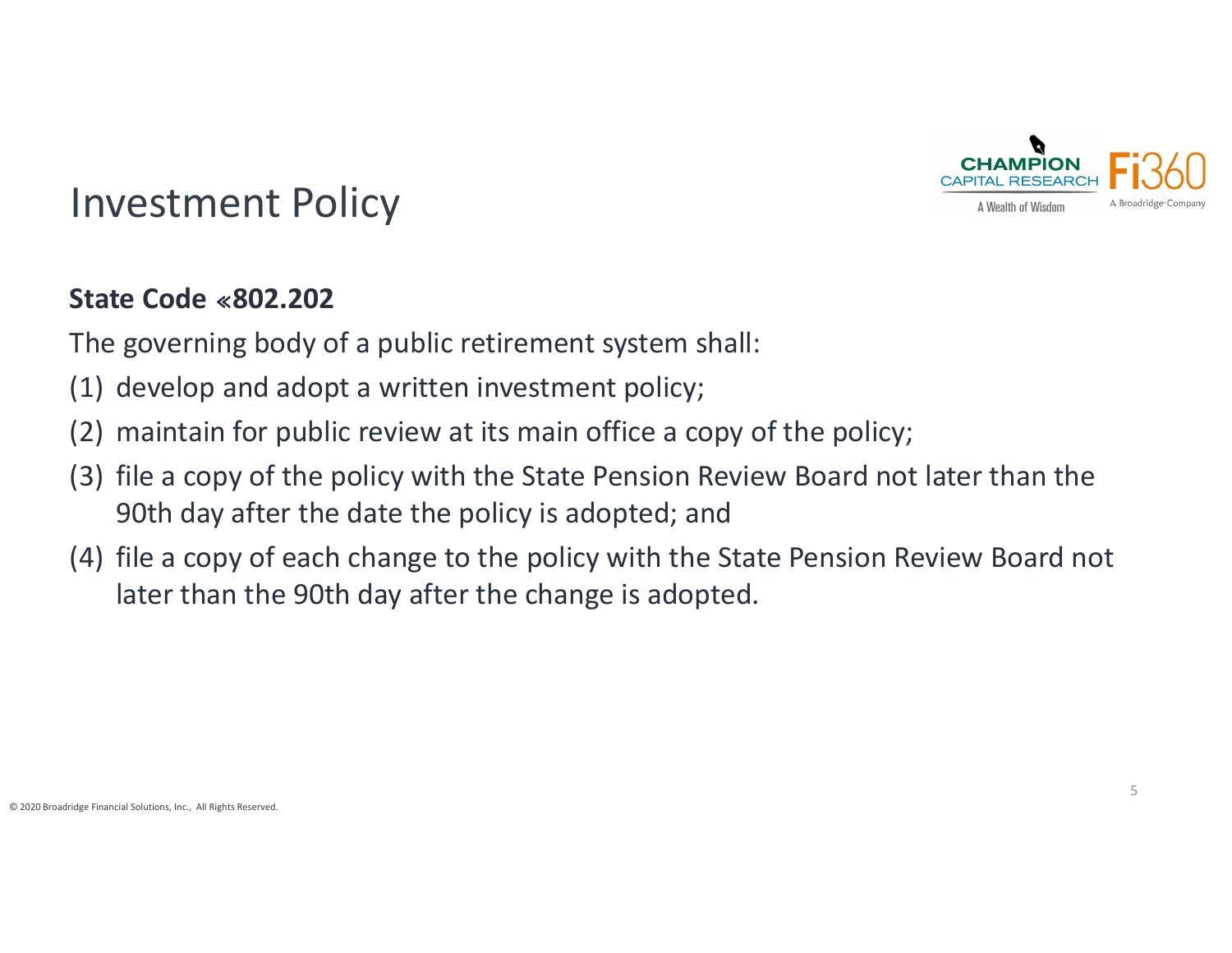# Investment Policy

**State Code «802.202**

The governing body of a public retirement system shall:

(1) develop and adopt a written investment policy;

(2) maintain for public review at its main office a copy of the policy;

(3) file a copy of the policy with the State Pension Review Board not later than the 90th day after the date the policy is adopted; and

(4) file a copy of each change to the policy with the State Pension Review Board not later than the 90th day after the change is adopted.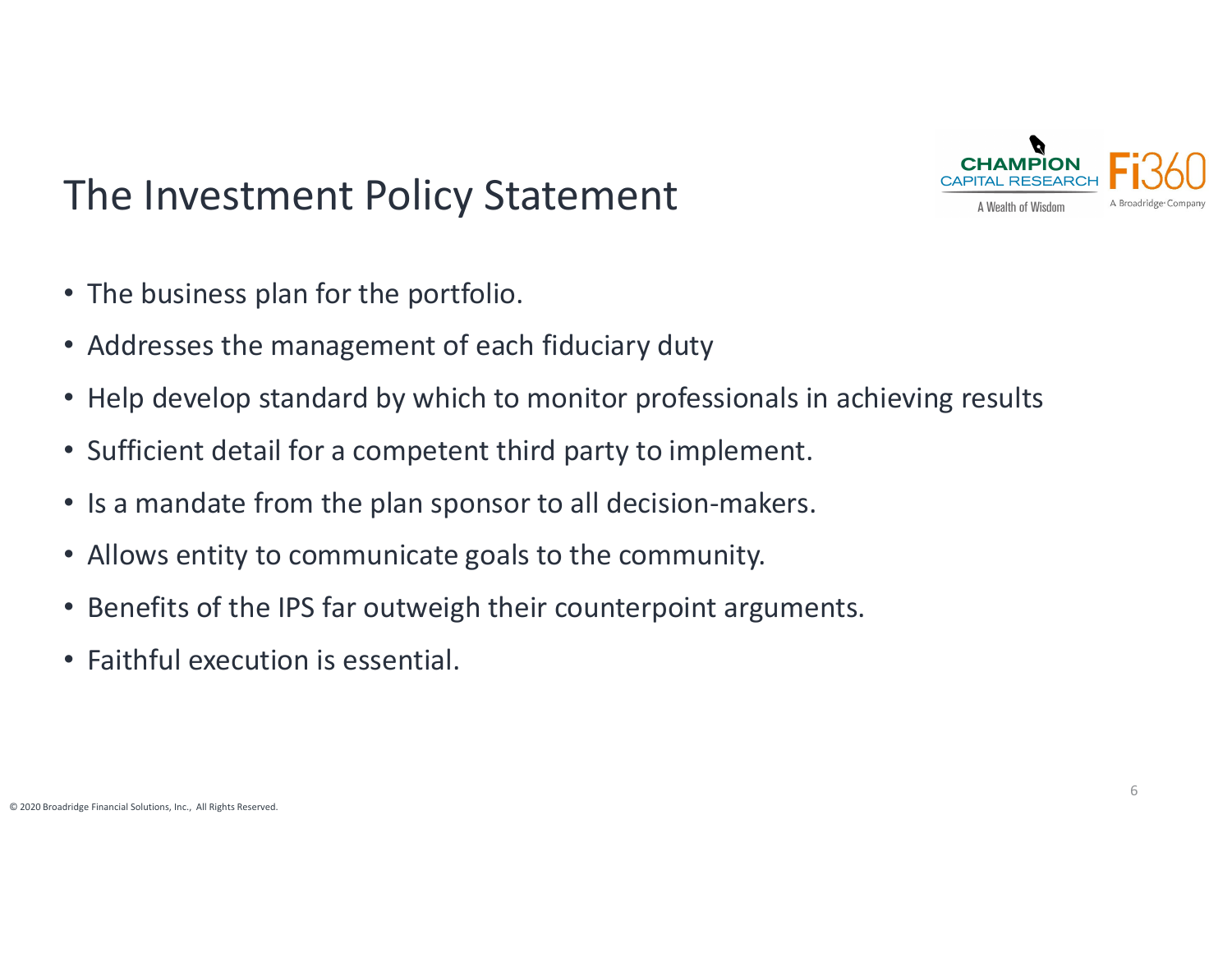# The Investment Policy Statement

- The business plan for the portfolio.
- Addresses the management of each fiduciary duty
- Help develop standard by which to monitor professionals in achieving results
- Sufficient detail for a competent third party to implement.
- Is a mandate from the plan sponsor to all decision-makers.
- Allows entity to communicate goals to the community.
- Benefits of the IPS far outweigh their counterpoint arguments.
- Faithful execution is essential.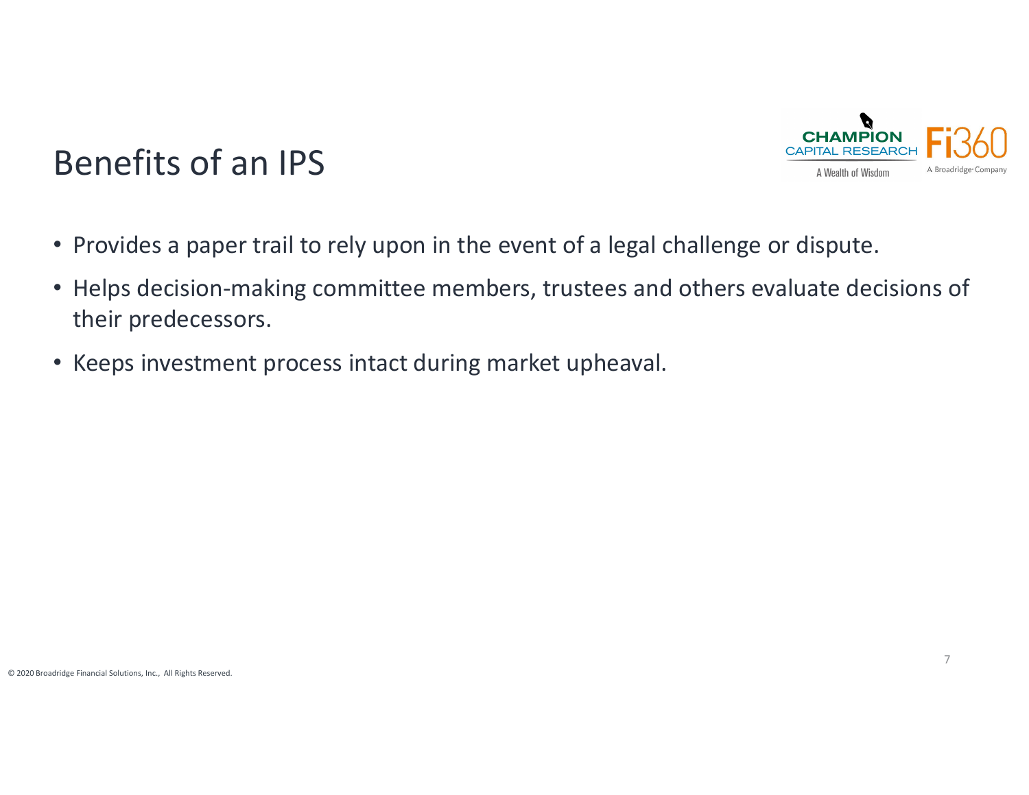# Benefits of an IPS

- Provides a paper trail to rely upon in the event of a legal challenge or dispute.
- Helps decision-making committee members, trustees and others evaluate decisions of their predecessors.
- Keeps investment process intact during market upheaval.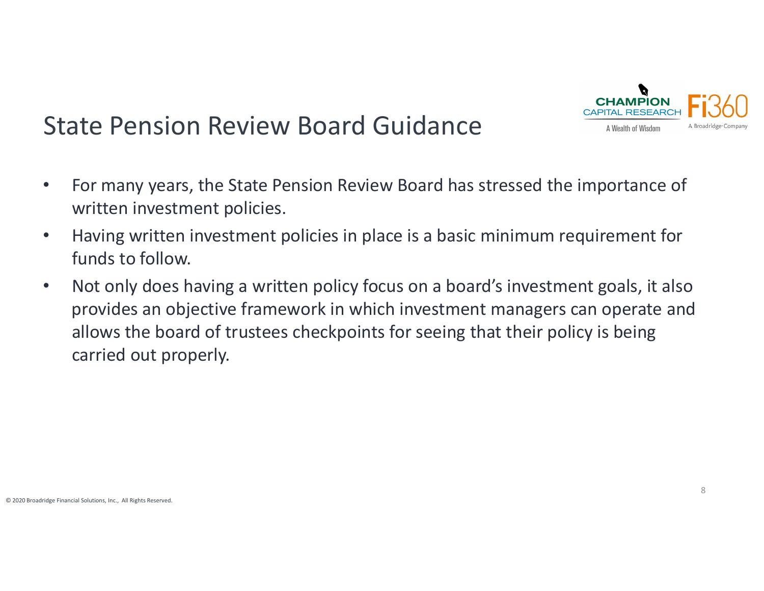# State Pension Review Board Guidance

- For many years, the State Pension Review Board has stressed the importance of written investment policies.
- Having written investment policies in place is a basic minimum requirement for funds to follow.
- Not only does having a written policy focus on a board's investment goals, it also provides an objective framework in which investment managers can operate and allows the board of trustees checkpoints for seeing that their policy is being carried out properly.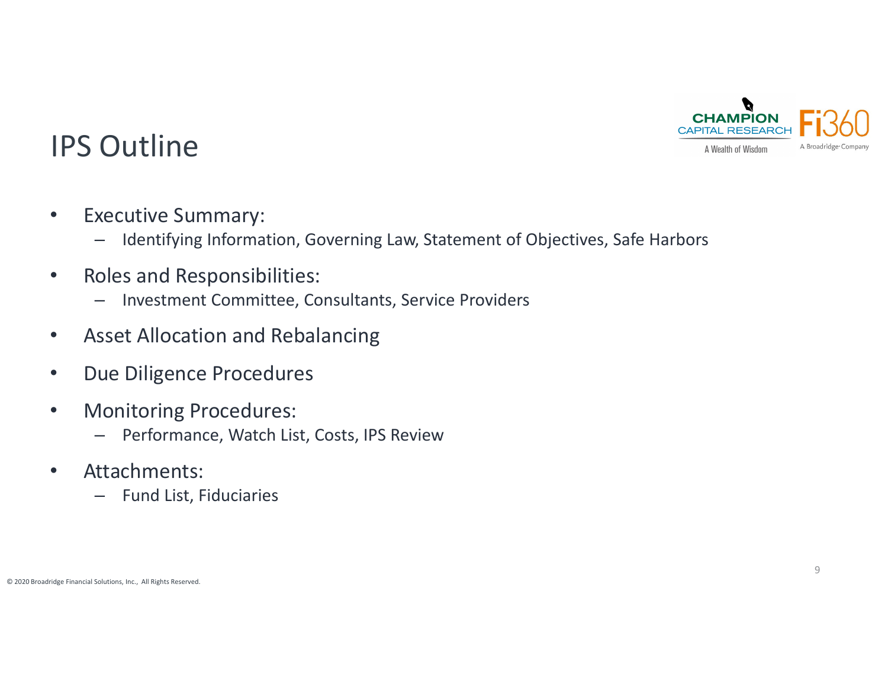# IPS Outline

- Executive Summary:
  - Identifying Information, Governing Law, Statement of Objectives, Safe Harbors
- Roles and Responsibilities:
  - Investment Committee, Consultants, Service Providers
- Asset Allocation and Rebalancing
- Due Diligence Procedures
- Monitoring Procedures:
  - Performance, Watch List, Costs, IPS Review
- Attachments:
  - Fund List, Fiduciaries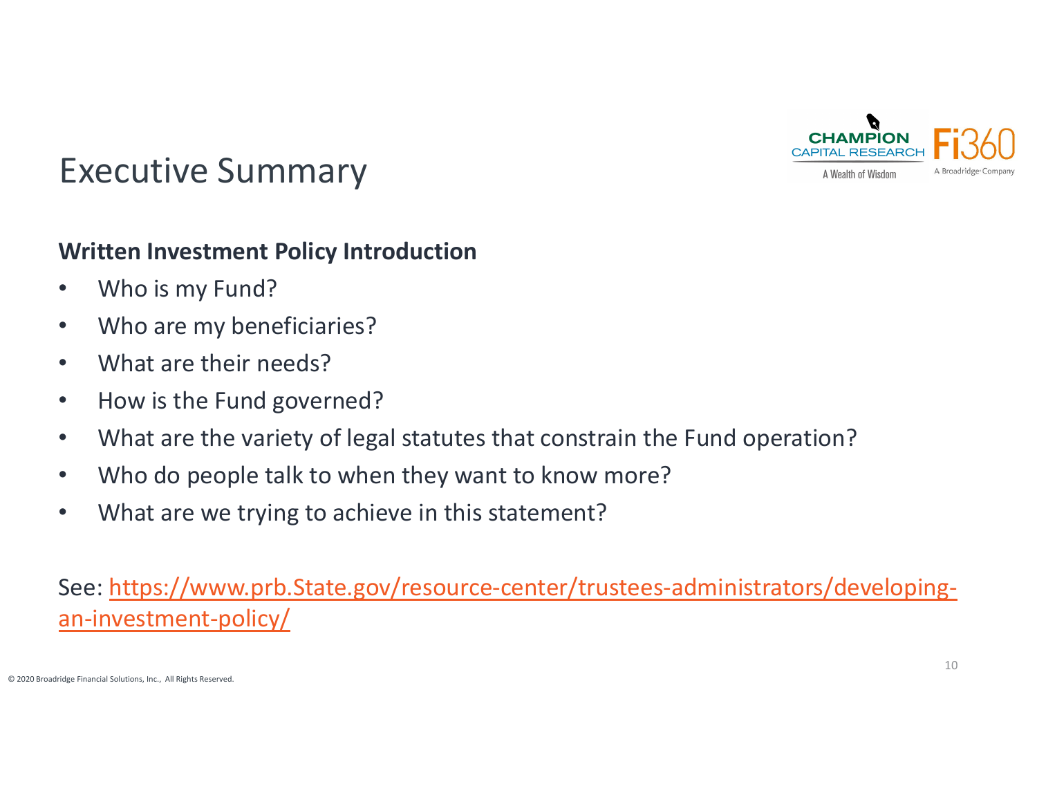# Executive Summary

**Written Investment Policy Introduction**

- Who is my Fund?
- Who are my beneficiaries?
- What are their needs?
- How is the Fund governed?
- What are the variety of legal statutes that constrain the Fund operation?
- Who do people talk to when they want to know more?
- What are we trying to achieve in this statement?

See: [https://www.prb.State.gov/resource-center/trustees-administrators/developing-an-investment-policy/](https://www.prb.State.gov/resource-center/trustees-administrators/developing-an-investment-policy/)

© 2020 Broadridge Financial Solutions, Inc., All Rights Reserved.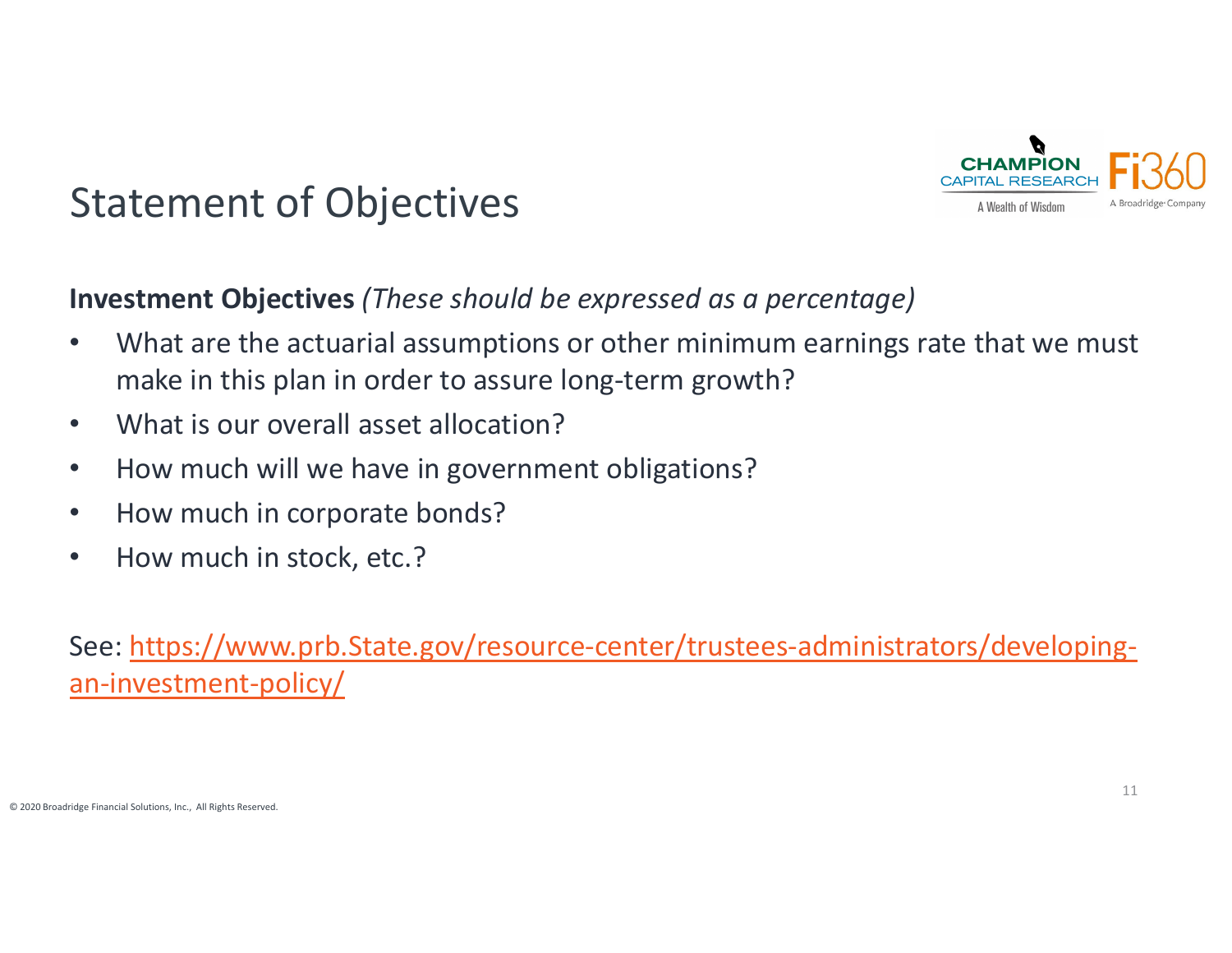# Statement of Objectives

**Investment Objectives** *(These should be expressed as a percentage)*

- What are the actuarial assumptions or other minimum earnings rate that we must make in this plan in order to assure long-term growth?
- What is our overall asset allocation?
- How much will we have in government obligations?
- How much in corporate bonds?
- How much in stock, etc.?

See: https://www.prb.State.gov/resource-center/trustees-administrators/developing-an-investment-policy/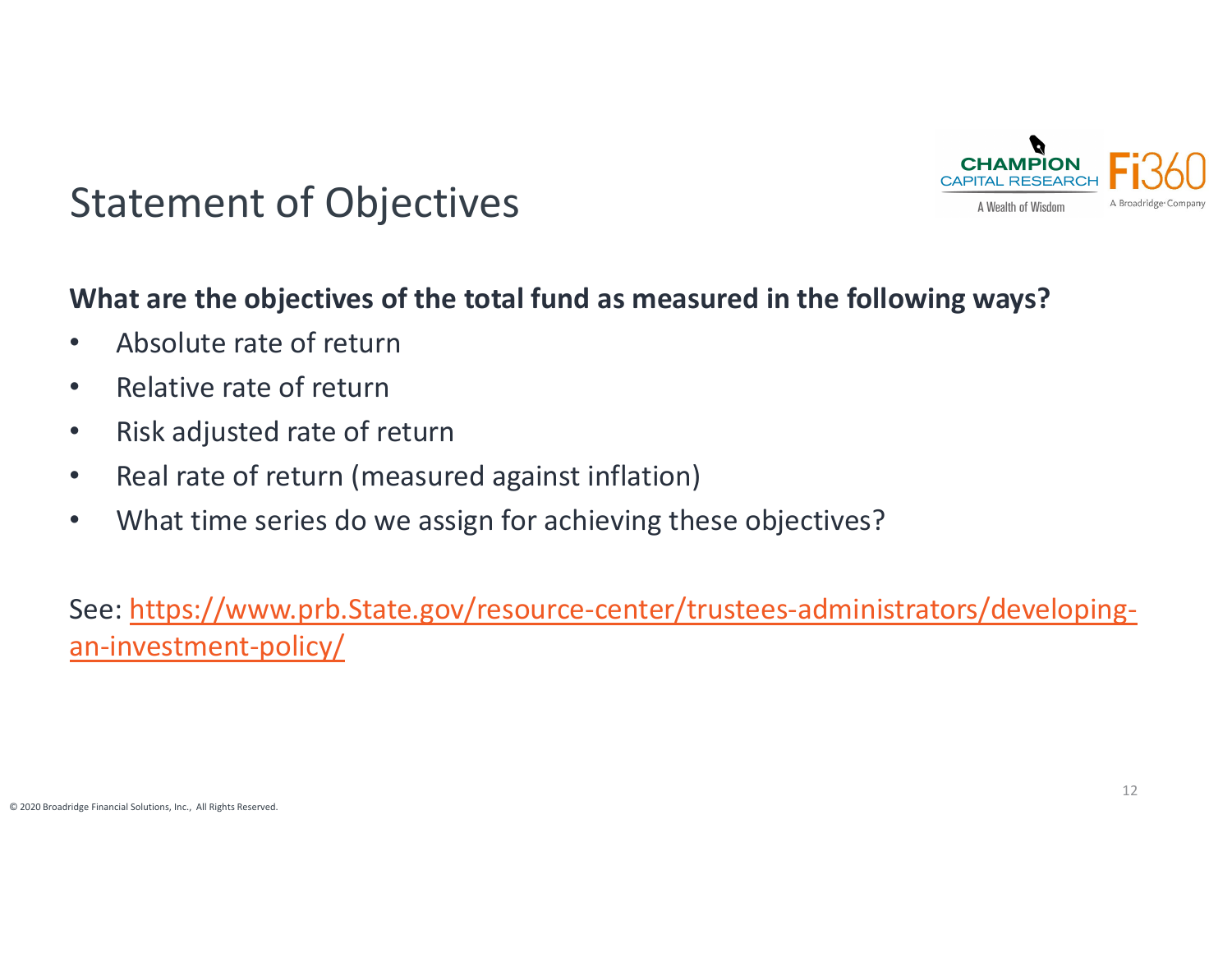# Statement of Objectives

**What are the objectives of the total fund as measured in the following ways?**

- Absolute rate of return
- Relative rate of return
- Risk adjusted rate of return
- Real rate of return (measured against inflation)
- What time series do we assign for achieving these objectives?

See: [https://www.prb.State.gov/resource-center/trustees-administrators/developing-an-investment-policy/](https://www.prb.State.gov/resource-center/trustees-administrators/developing-an-investment-policy/)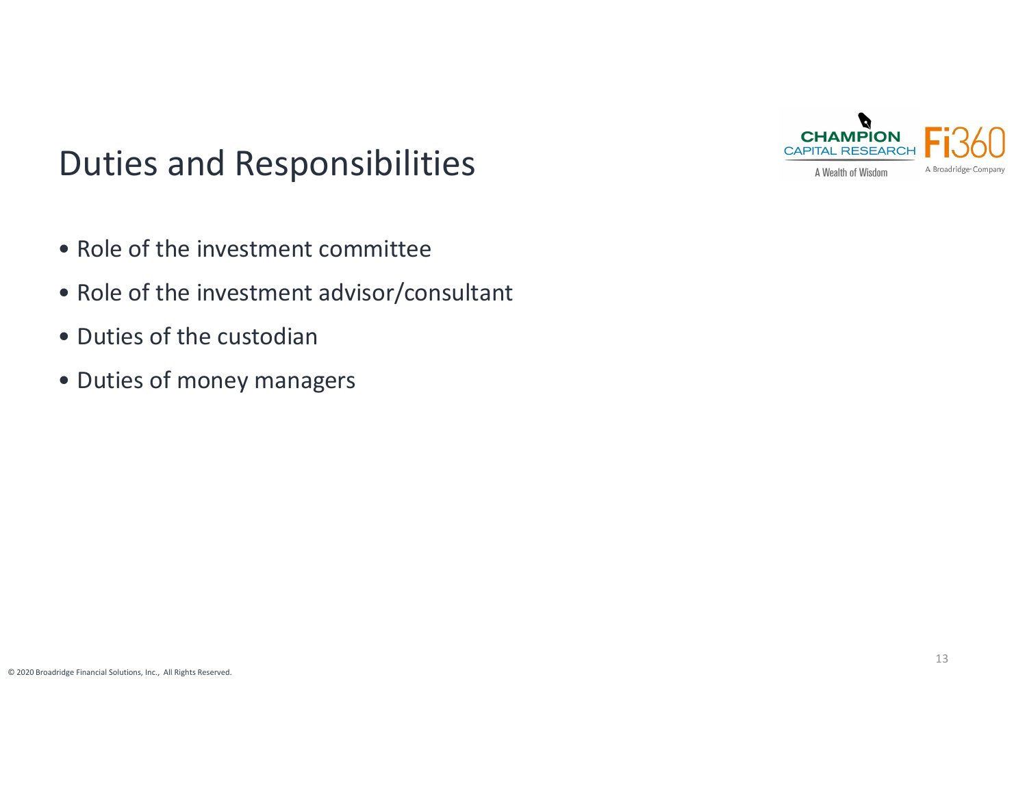# Duties and Responsibilities

- Role of the investment committee
- Role of the investment advisor/consultant
- Duties of the custodian
- Duties of money managers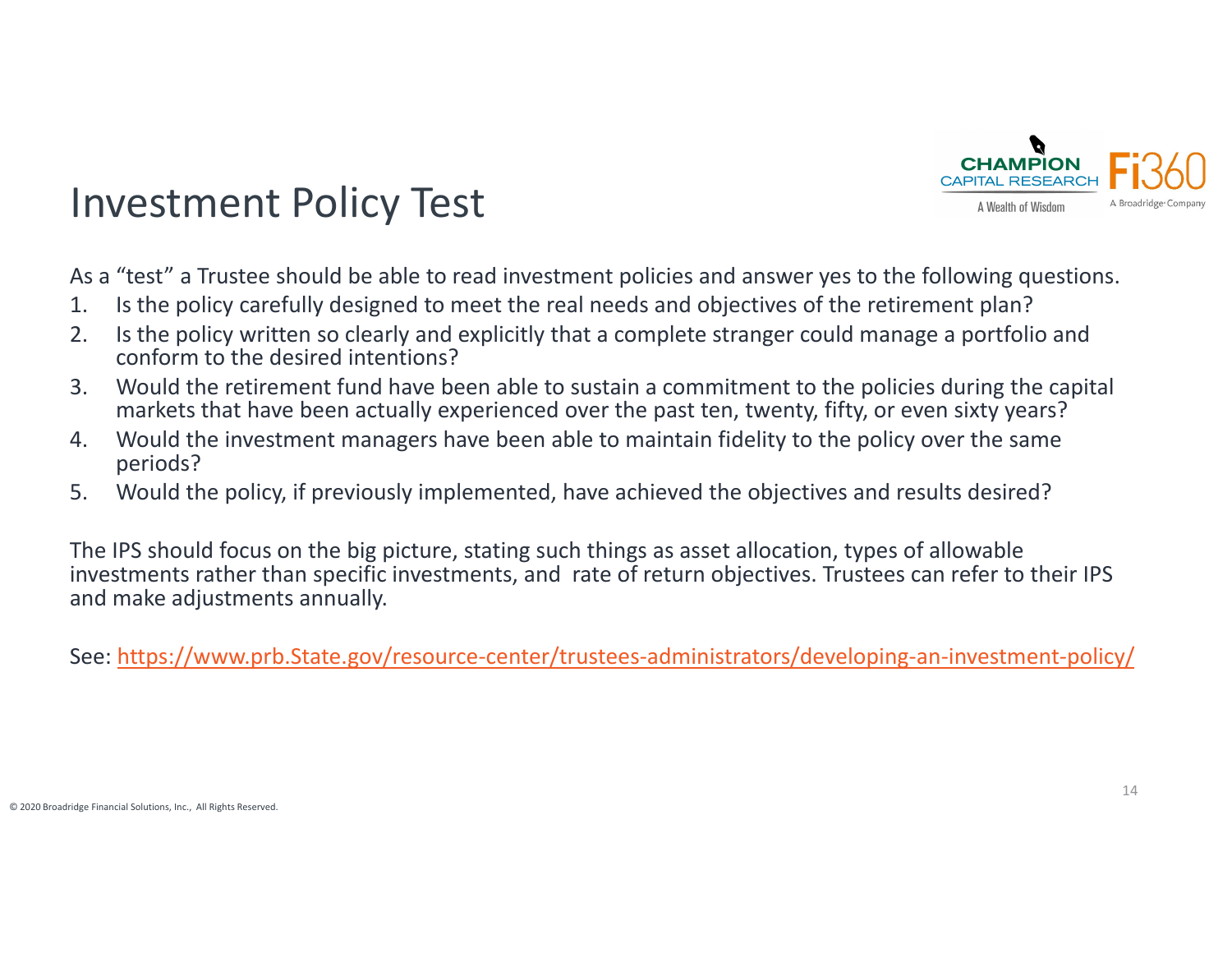# Investment Policy Test

As a "test" a Trustee should be able to read investment policies and answer yes to the following questions.

1. Is the policy carefully designed to meet the real needs and objectives of the retirement plan?
2. Is the policy written so clearly and explicitly that a complete stranger could manage a portfolio and conform to the desired intentions?
3. Would the retirement fund have been able to sustain a commitment to the policies during the capital markets that have been actually experienced over the past ten, twenty, fifty, or even sixty years?
4. Would the investment managers have been able to maintain fidelity to the policy over the same periods?
5. Would the policy, if previously implemented, have achieved the objectives and results desired?

The IPS should focus on the big picture, stating such things as asset allocation, types of allowable investments rather than specific investments, and  rate of return objectives. Trustees can refer to their IPS and make adjustments annually.

See: https://www.prb.State.gov/resource-center/trustees-administrators/developing-an-investment-policy/

© 2020 Broadridge Financial Solutions, Inc., All Rights Reserved.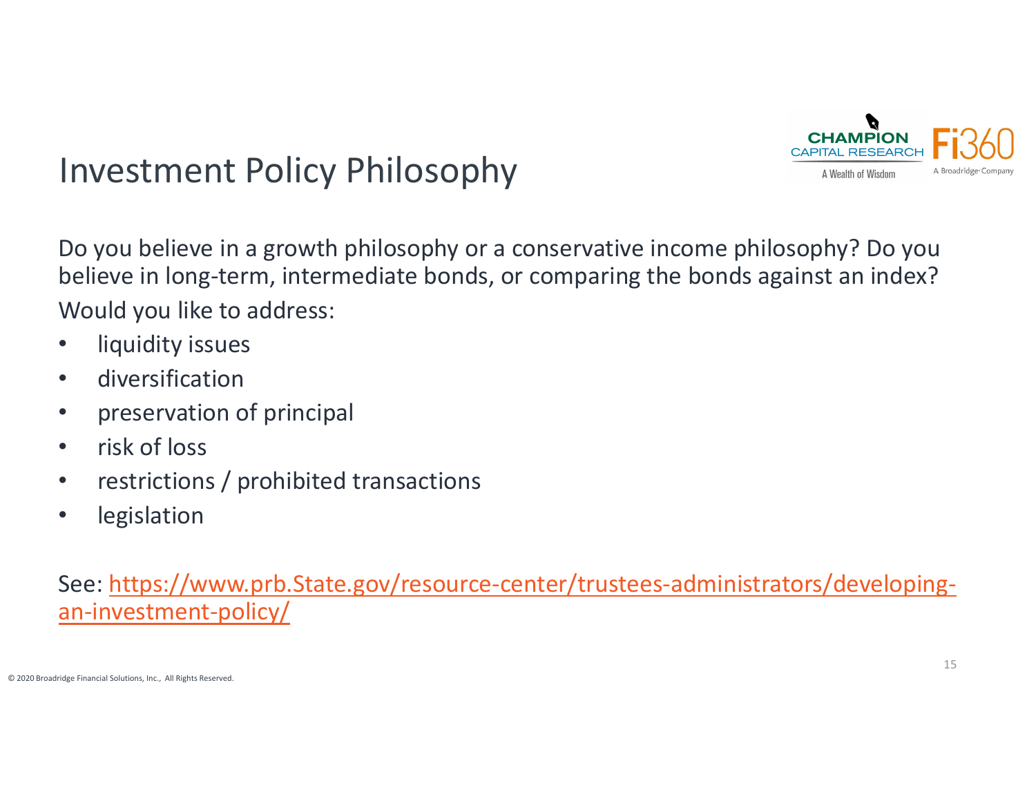# Investment Policy Philosophy

Do you believe in a growth philosophy or a conservative income philosophy? Do you believe in long-term, intermediate bonds, or comparing the bonds against an index?

Would you like to address:

- liquidity issues
- diversification
- preservation of principal
- risk of loss
- restrictions / prohibited transactions
- legislation

See: [https://www.prb.State.gov/resource-center/trustees-administrators/developing-an-investment-policy/](https://www.prb.State.gov/resource-center/trustees-administrators/developing-an-investment-policy/)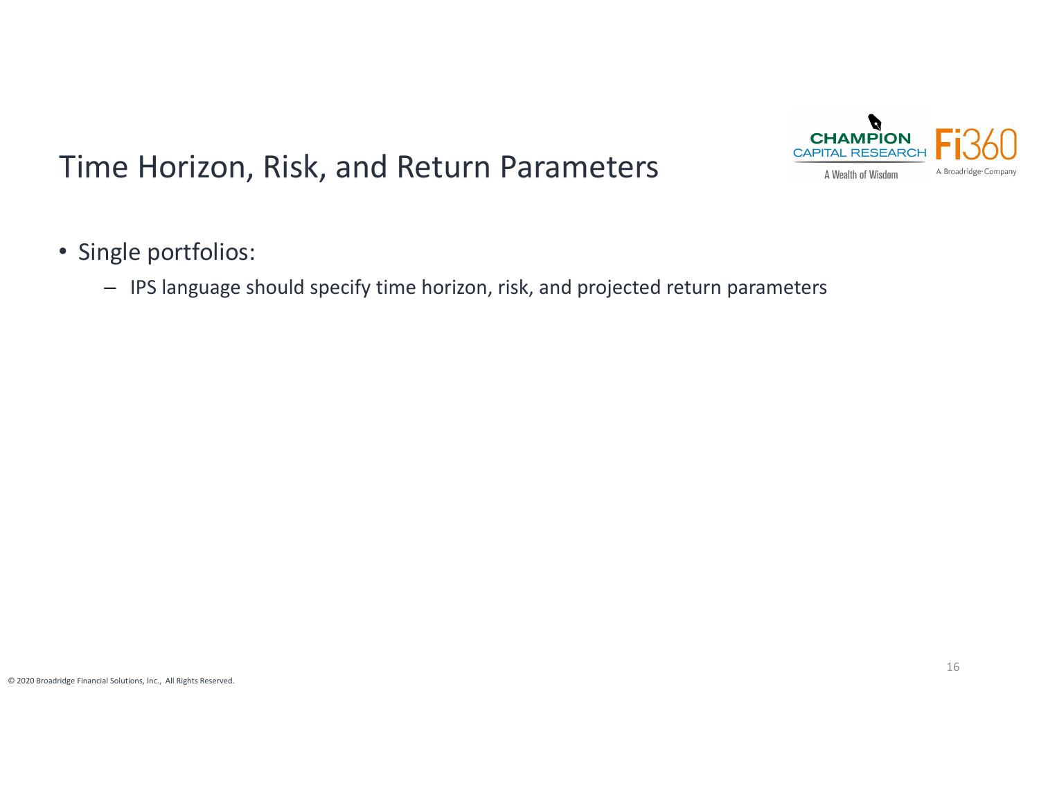# Time Horizon, Risk, and Return Parameters

- Single portfolios:
  - IPS language should specify time horizon, risk, and projected return parameters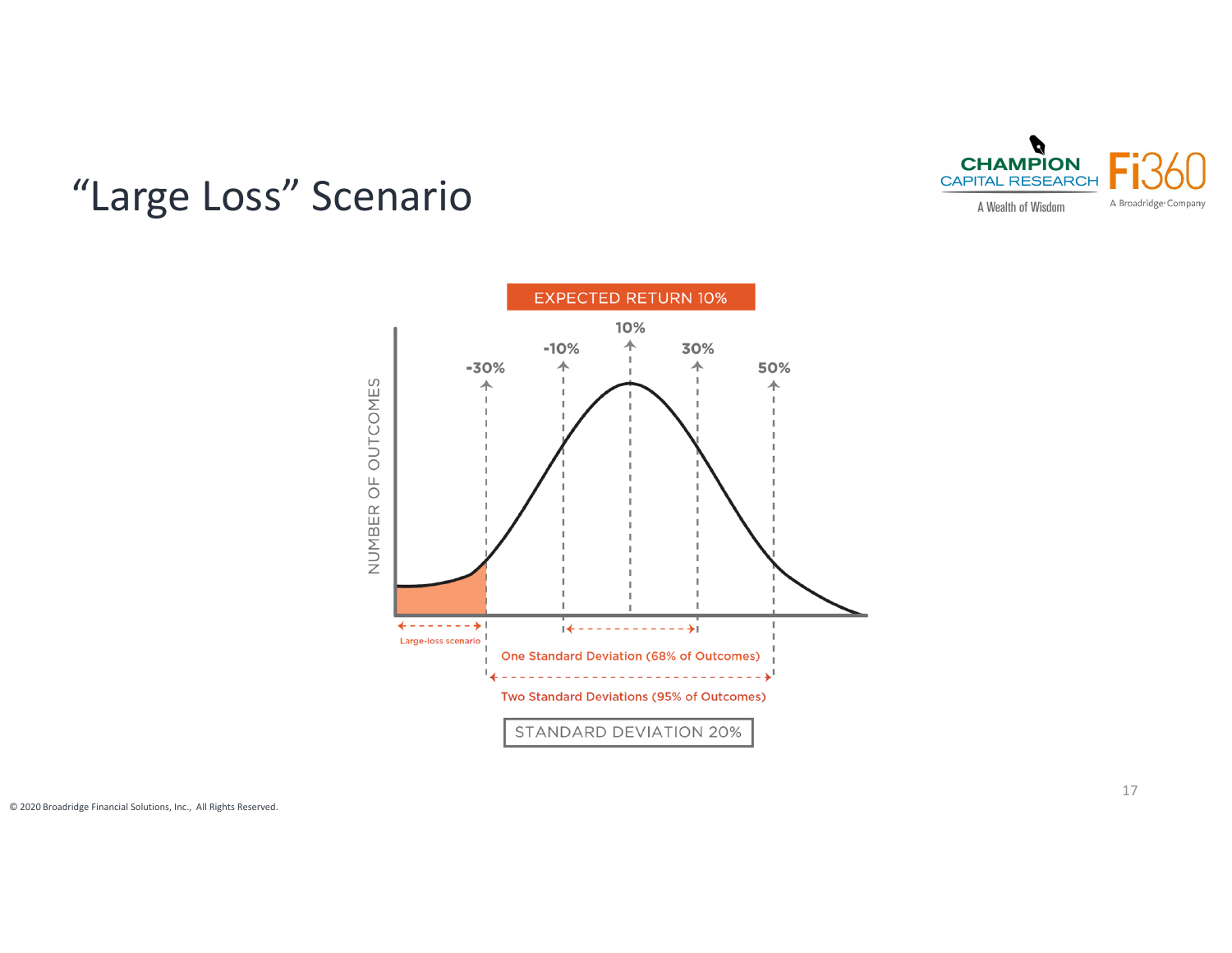# "Large Loss" Scenario

EXPECTED RETURN 10%

-30% | -10% | 10% | 30% | 50%

NUMBER OF OUTCOMES

Large-loss scenario

One Standard Deviation (68% of Outcomes)

Two Standard Deviations (95% of Outcomes)

STANDARD DEVIATION 20%

© 2020 Broadridge Financial Solutions, Inc., All Rights Reserved.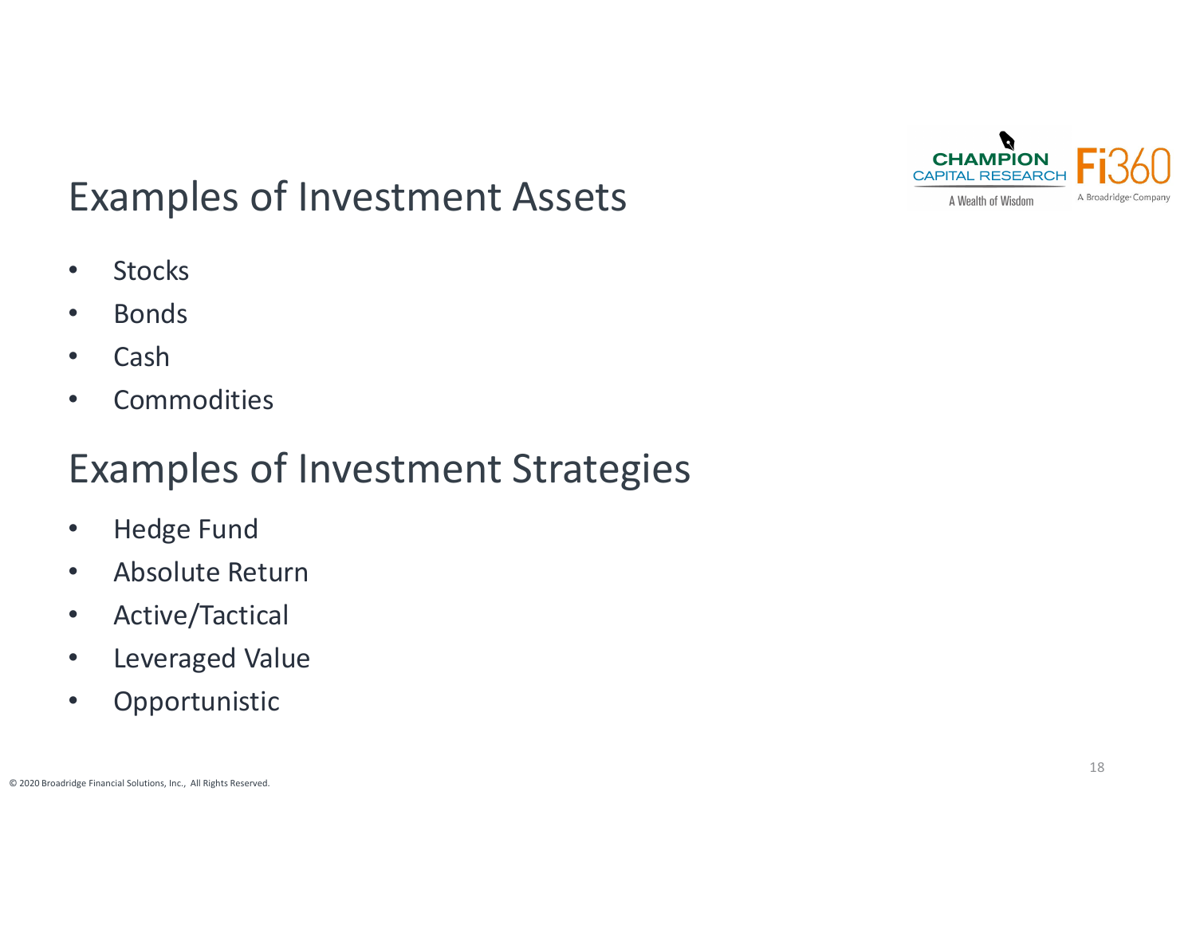## Examples of Investment Assets

- Stocks
- Bonds
- Cash
- Commodities

## Examples of Investment Strategies

- Hedge Fund
- Absolute Return
- Active/Tactical
- Leveraged Value
- Opportunistic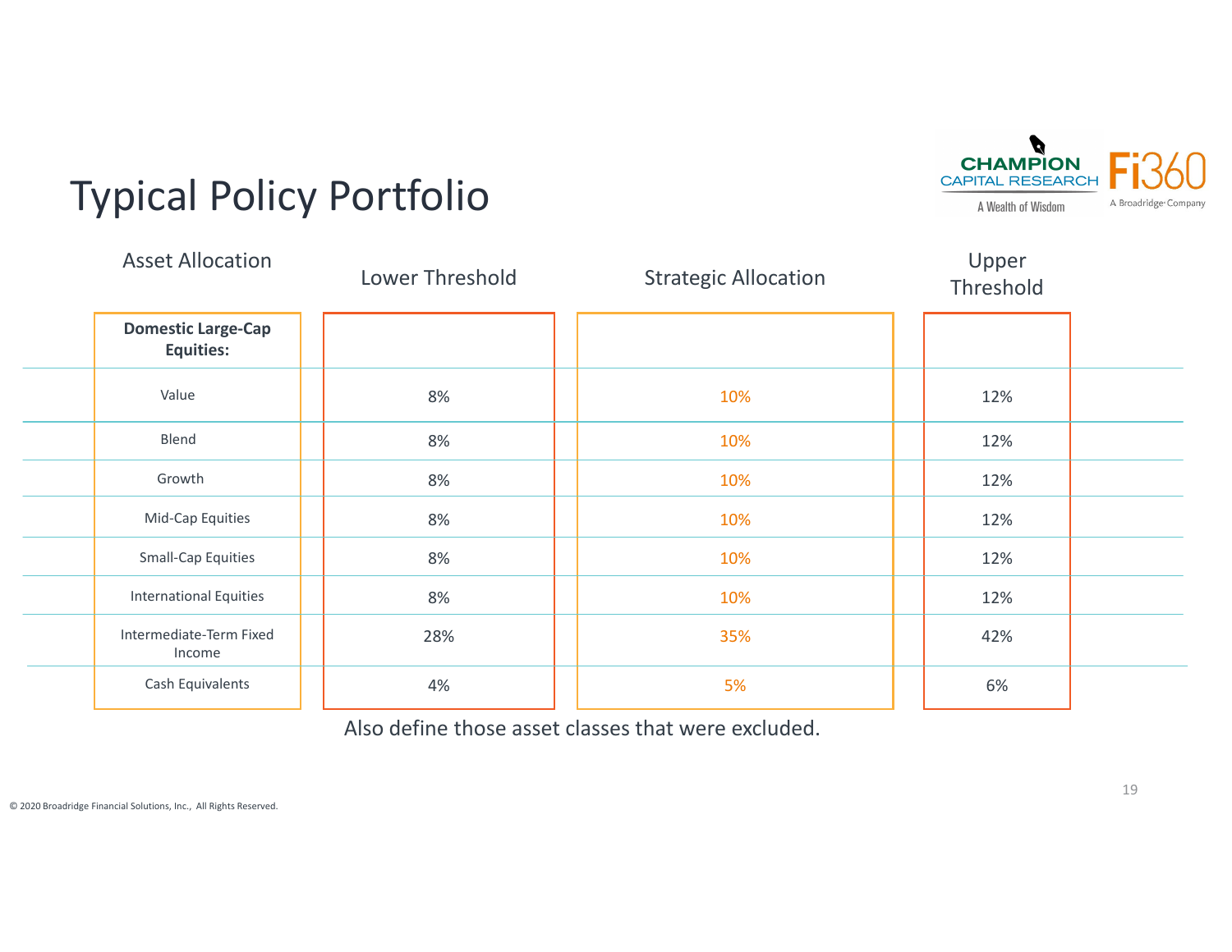# Typical Policy Portfolio

| Asset Allocation | Lower Threshold | Strategic Allocation | Upper Threshold |
|---|---|---|---|
| **Domestic Large-Cap Equities:** | | | |
| Value | 8% | 10% | 12% |
| Blend | 8% | 10% | 12% |
| Growth | 8% | 10% | 12% |
| Mid-Cap Equities | 8% | 10% | 12% |
| Small-Cap Equities | 8% | 10% | 12% |
| International Equities | 8% | 10% | 12% |
| Intermediate-Term Fixed Income | 28% | 35% | 42% |
| Cash Equivalents | 4% | 5% | 6% |

Also define those asset classes that were excluded.

© 2020 Broadridge Financial Solutions, Inc., All Rights Reserved.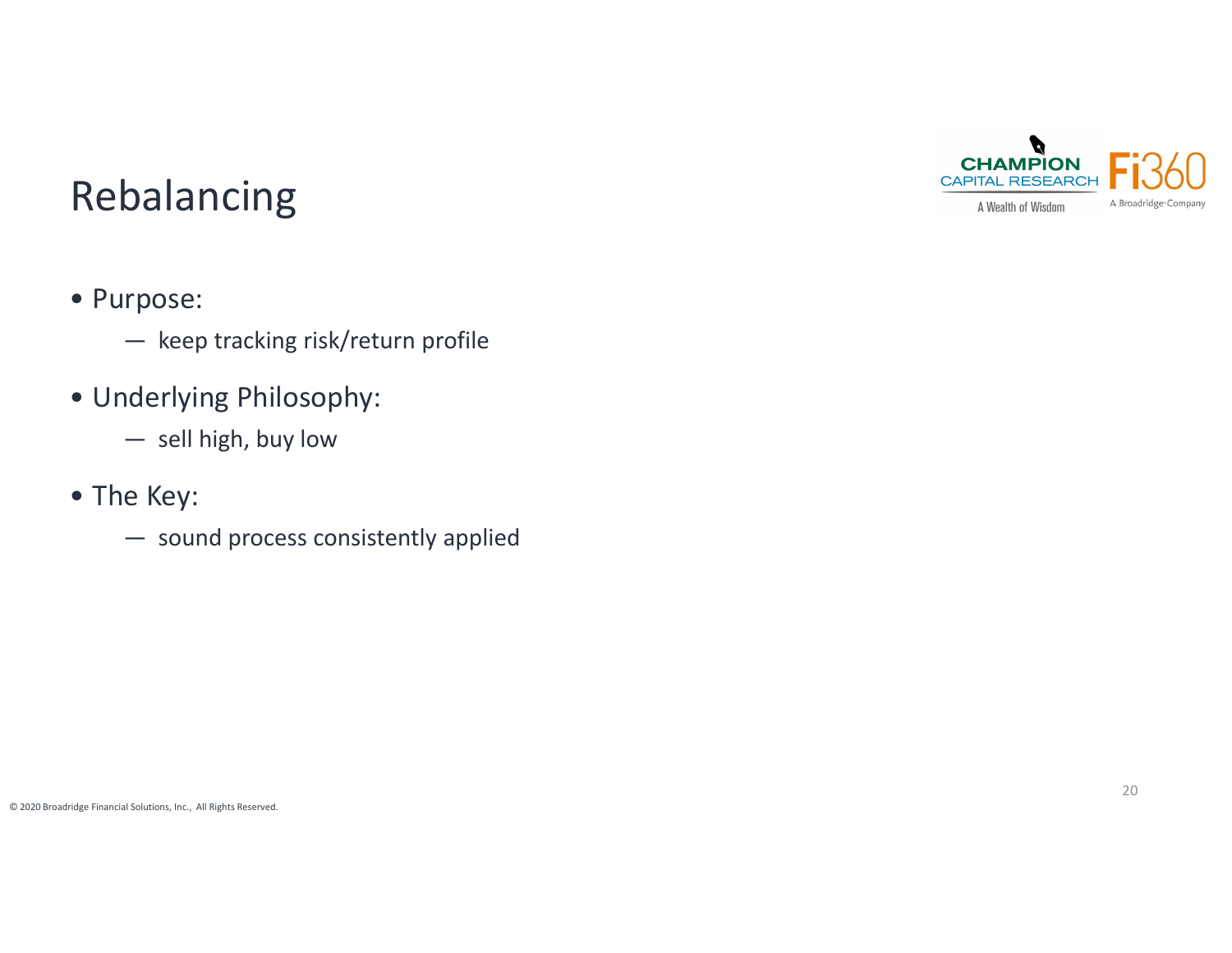# Rebalancing

- Purpose:
  - keep tracking risk/return profile
- Underlying Philosophy:
  - sell high, buy low
- The Key:
  - sound process consistently applied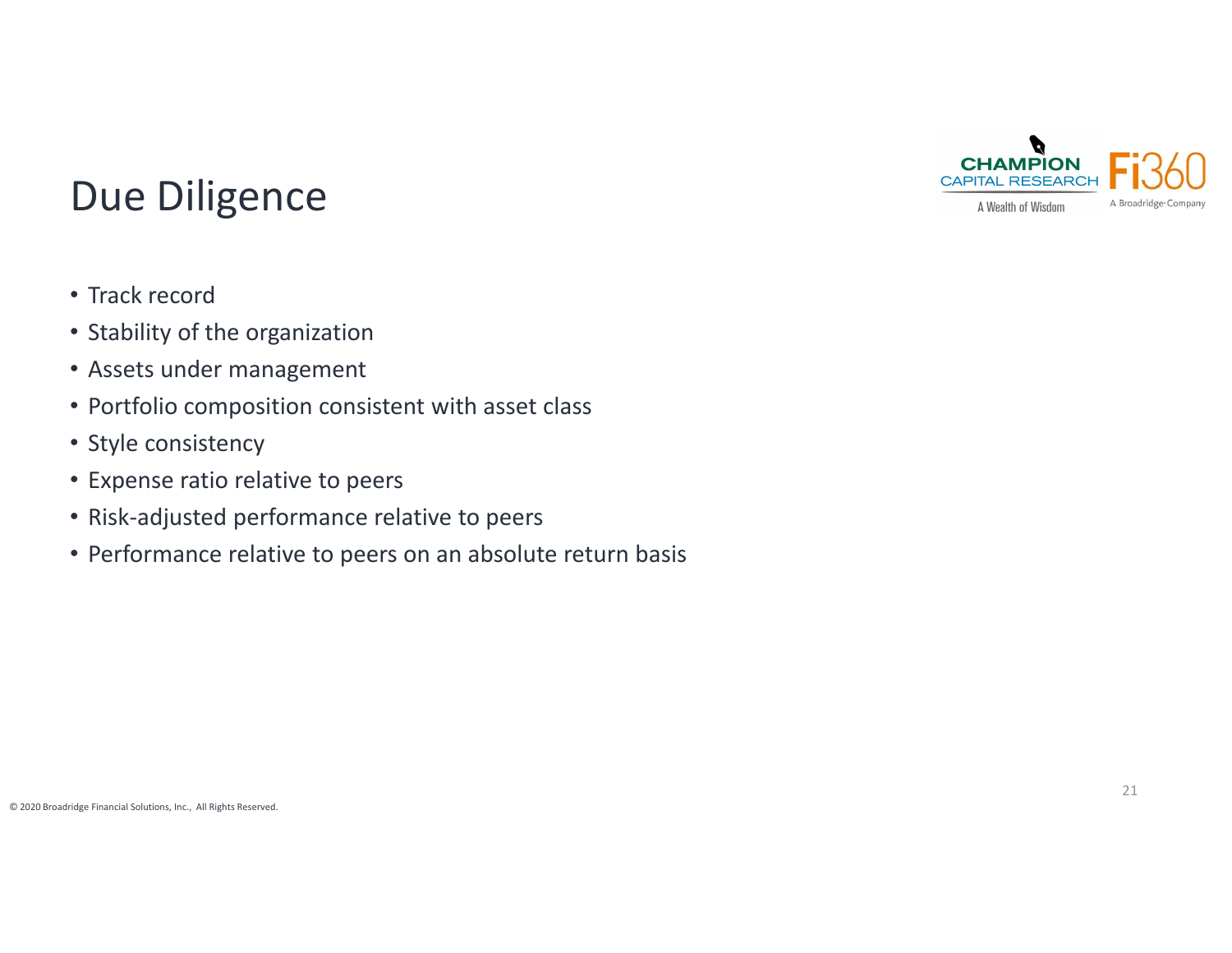# Due Diligence

- Track record
- Stability of the organization
- Assets under management
- Portfolio composition consistent with asset class
- Style consistency
- Expense ratio relative to peers
- Risk-adjusted performance relative to peers
- Performance relative to peers on an absolute return basis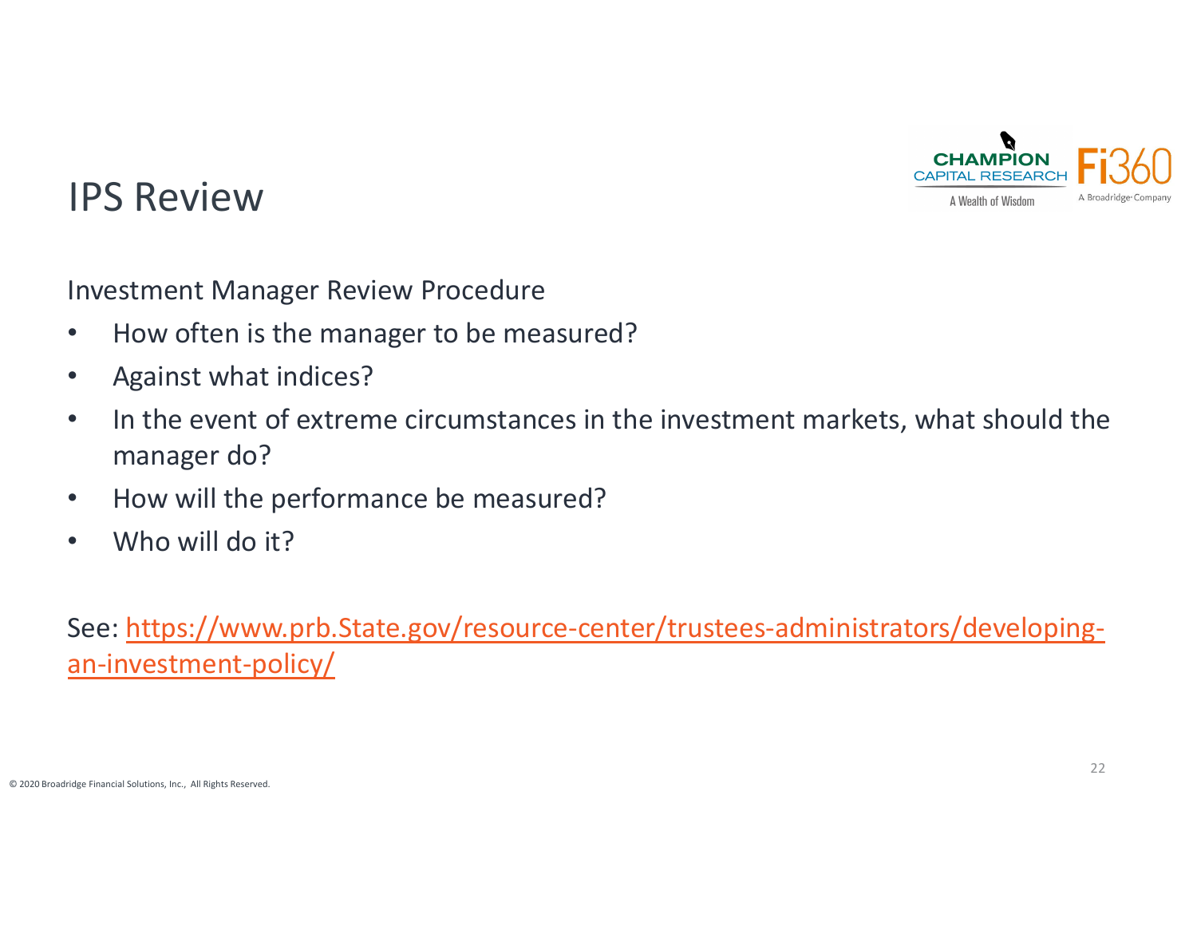# IPS Review

Investment Manager Review Procedure

- How often is the manager to be measured?
- Against what indices?
- In the event of extreme circumstances in the investment markets, what should the manager do?
- How will the performance be measured?
- Who will do it?

See: [https://www.prb.State.gov/resource-center/trustees-administrators/developing-an-investment-policy/](https://www.prb.State.gov/resource-center/trustees-administrators/developing-an-investment-policy/)

© 2020 Broadridge Financial Solutions, Inc., All Rights Reserved.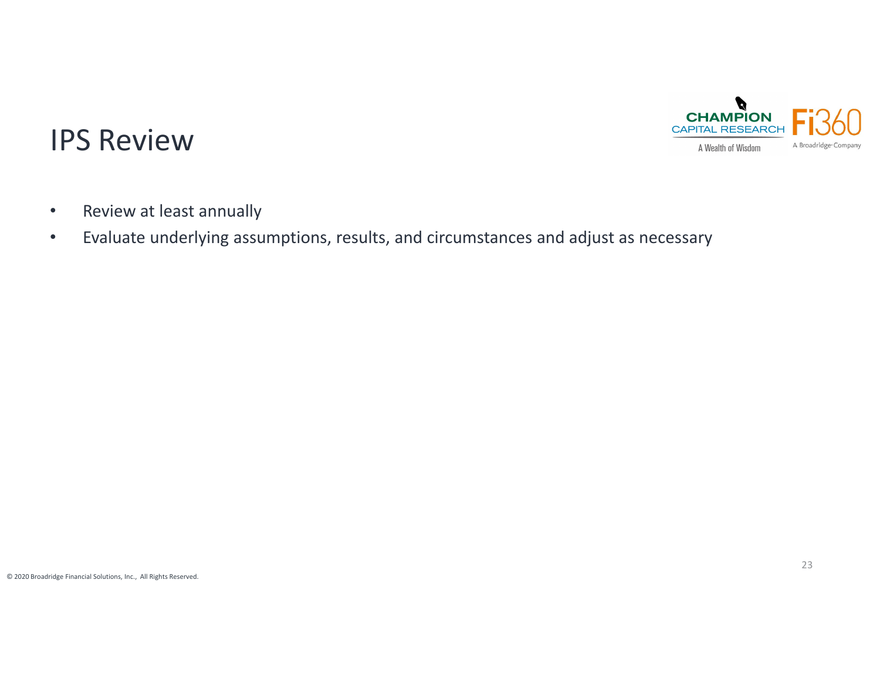# IPS Review

- Review at least annually
- Evaluate underlying assumptions, results, and circumstances and adjust as necessary